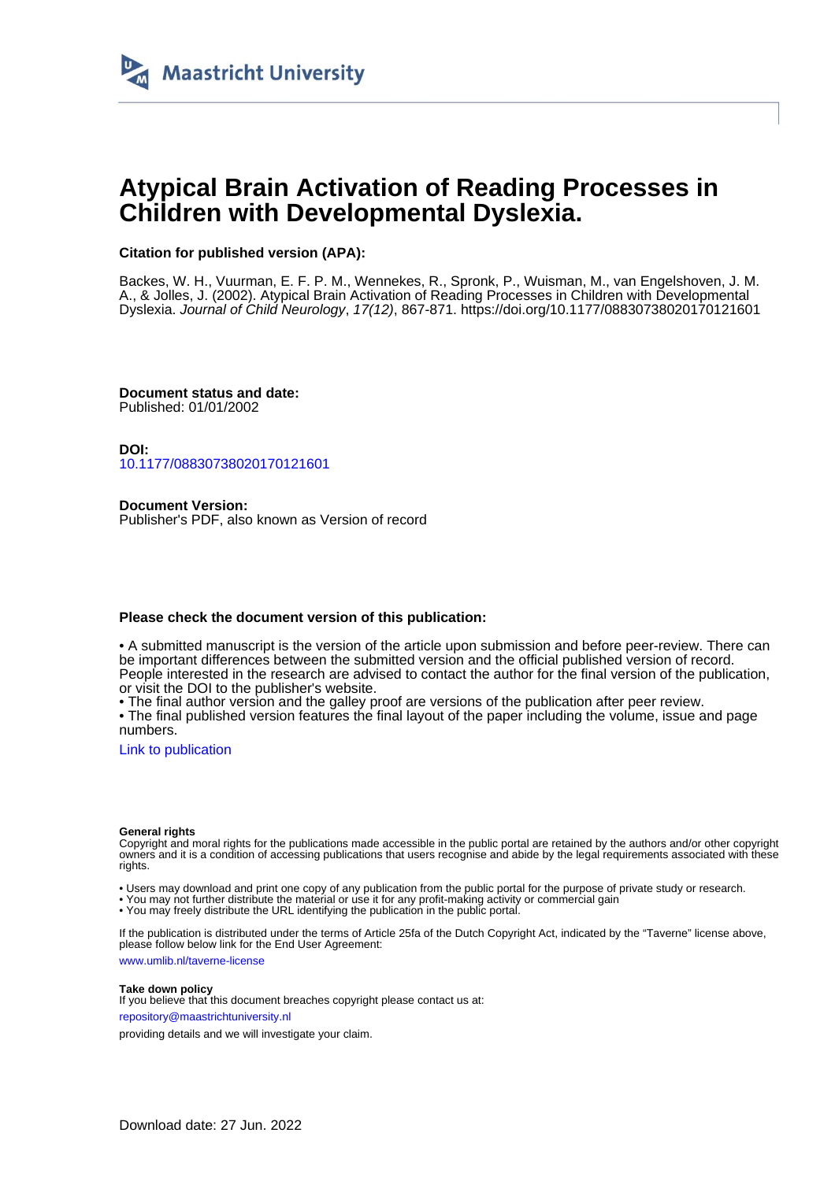Maastricht University

# Atypical Brain Activation of Reading Processes in Children with Developmental Dyslexia.

**Citation for published version (APA):**

Backes, W. H., Vuurman, E. F. P. M., Wennekes, R., Spronk, P., Wuisman, M., van Engelshoven, J. M. A., & Jolles, J. (2002). Atypical Brain Activation of Reading Processes in Children with Developmental Dyslexia. *Journal of Child Neurology*, *17(12)*, 867-871. https://doi.org/10.1177/08830738020170121601

**Document status and date:**
Published: 01/01/2002

**DOI:**
10.1177/08830738020170121601

**Document Version:**
Publisher's PDF, also known as Version of record

**Please check the document version of this publication:**

• A submitted manuscript is the version of the article upon submission and before peer-review. There can be important differences between the submitted version and the official published version of record. People interested in the research are advised to contact the author for the final version of the publication, or visit the DOI to the publisher's website.
• The final author version and the galley proof are versions of the publication after peer review.
• The final published version features the final layout of the paper including the volume, issue and page numbers.

Link to publication

**General rights**
Copyright and moral rights for the publications made accessible in the public portal are retained by the authors and/or other copyright owners and it is a condition of accessing publications that users recognise and abide by the legal requirements associated with these rights.

• Users may download and print one copy of any publication from the public portal for the purpose of private study or research.
• You may not further distribute the material or use it for any profit-making activity or commercial gain
• You may freely distribute the URL identifying the publication in the public portal.

If the publication is distributed under the terms of Article 25fa of the Dutch Copyright Act, indicated by the "Taverne" license above, please follow below link for the End User Agreement:

www.umlib.nl/taverne-license

**Take down policy**
If you believe that this document breaches copyright please contact us at:

repository@maastrichtuniversity.nl

providing details and we will investigate your claim.

Download date: 27 Jun. 2022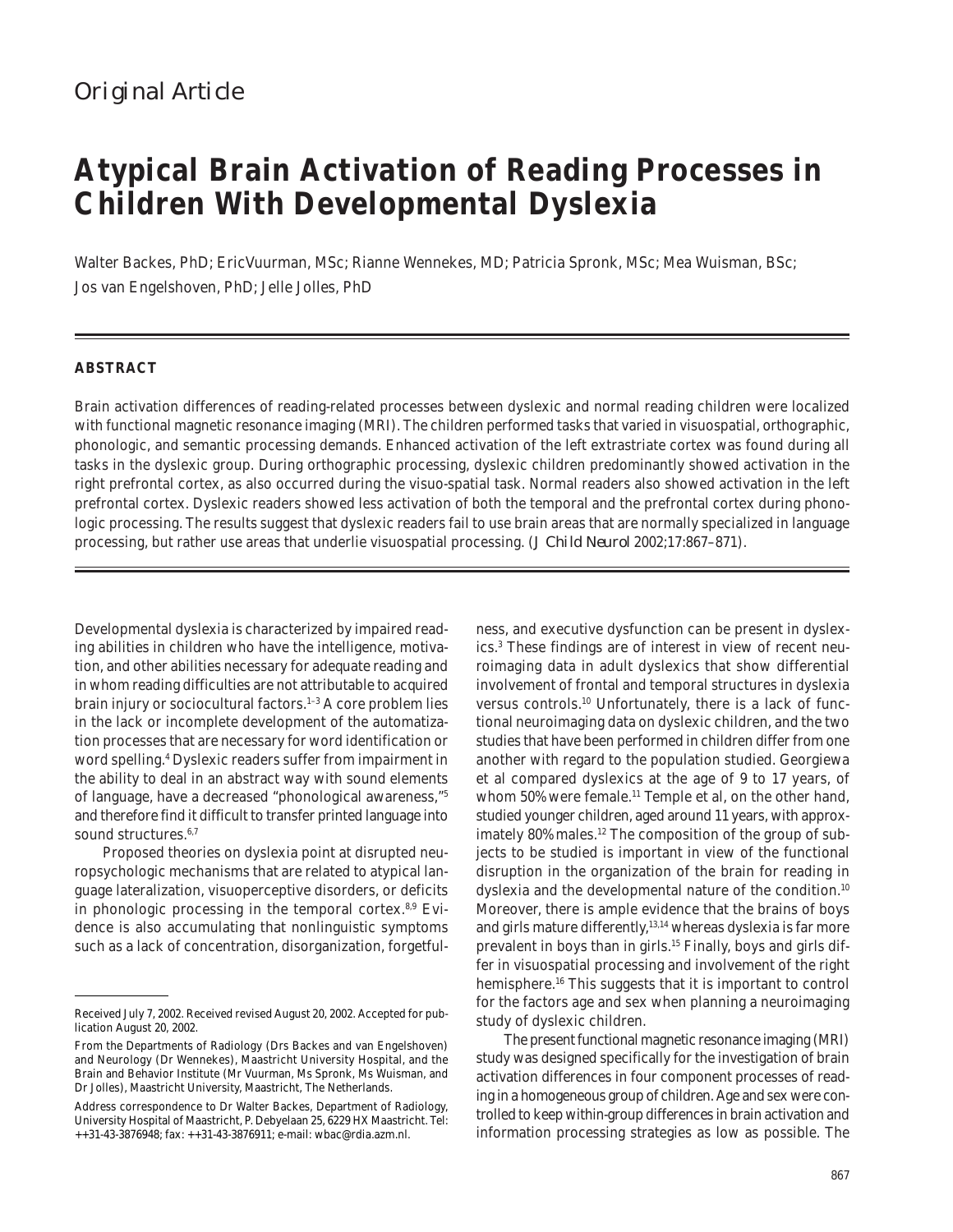Original Article

# Atypical Brain Activation of Reading Processes in Children With Developmental Dyslexia

Walter Backes, PhD; EricVuurman, MSc; Rianne Wennekes, MD; Patricia Spronk, MSc; Mea Wuisman, BSc; Jos van Engelshoven, PhD; Jelle Jolles, PhD

## ABSTRACT

Brain activation differences of reading-related processes between dyslexic and normal reading children were localized with functional magnetic resonance imaging (MRI). The children performed tasks that varied in visuospatial, orthographic, phonologic, and semantic processing demands. Enhanced activation of the left extrastriate cortex was found during all tasks in the dyslexic group. During orthographic processing, dyslexic children predominantly showed activation in the right prefrontal cortex, as also occurred during the visuo-spatial task. Normal readers also showed activation in the left prefrontal cortex. Dyslexic readers showed less activation of both the temporal and the prefrontal cortex during phonologic processing. The results suggest that dyslexic readers fail to use brain areas that are normally specialized in language processing, but rather use areas that underlie visuospatial processing. (*J Child Neurol* 2002;17:867–871).

Developmental dyslexia is characterized by impaired reading abilities in children who have the intelligence, motivation, and other abilities necessary for adequate reading and in whom reading difficulties are not attributable to acquired brain injury or sociocultural factors.[1–3] A core problem lies in the lack or incomplete development of the automatization processes that are necessary for word identification or word spelling.[4] Dyslexic readers suffer from impairment in the ability to deal in an abstract way with sound elements of language, have a decreased "phonological awareness,"[5] and therefore find it difficult to transfer printed language into sound structures.[6,7]

Proposed theories on dyslexia point at disrupted neuropsychologic mechanisms that are related to atypical language lateralization, visuoperceptive disorders, or deficits in phonologic processing in the temporal cortex.[8,9] Evidence is also accumulating that nonlinguistic symptoms such as a lack of concentration, disorganization, forgetfulness, and executive dysfunction can be present in dyslexics.[3] These findings are of interest in view of recent neuroimaging data in adult dyslexics that show differential involvement of frontal and temporal structures in dyslexia versus controls.[10] Unfortunately, there is a lack of functional neuroimaging data on dyslexic children, and the two studies that have been performed in children differ from one another with regard to the population studied. Georgiewa et al compared dyslexics at the age of 9 to 17 years, of whom 50% were female.[11] Temple et al, on the other hand, studied younger children, aged around 11 years, with approximately 80% males.[12] The composition of the group of subjects to be studied is important in view of the functional disruption in the organization of the brain for reading in dyslexia and the developmental nature of the condition.[10] Moreover, there is ample evidence that the brains of boys and girls mature differently,[13,14] whereas dyslexia is far more prevalent in boys than in girls.[15] Finally, boys and girls differ in visuospatial processing and involvement of the right hemisphere.[16] This suggests that it is important to control for the factors age and sex when planning a neuroimaging study of dyslexic children.

The present functional magnetic resonance imaging (MRI) study was designed specifically for the investigation of brain activation differences in four component processes of reading in a homogeneous group of children. Age and sex were controlled to keep within-group differences in brain activation and information processing strategies as low as possible. The

Received July 7, 2002. Received revised August 20, 2002. Accepted for publication August 20, 2002.

From the Departments of Radiology (Drs Backes and van Engelshoven) and Neurology (Dr Wennekes), Maastricht University Hospital, and the Brain and Behavior Institute (Mr Vuurman, Ms Spronk, Ms Wuisman, and Dr Jolles), Maastricht University, Maastricht, The Netherlands.

Address correspondence to Dr Walter Backes, Department of Radiology, University Hospital of Maastricht, P. Debyelaan 25, 6229 HX Maastricht. Tel: ++31-43-3876948; fax: ++31-43-3876911; e-mail: wbac@rdia.azm.nl.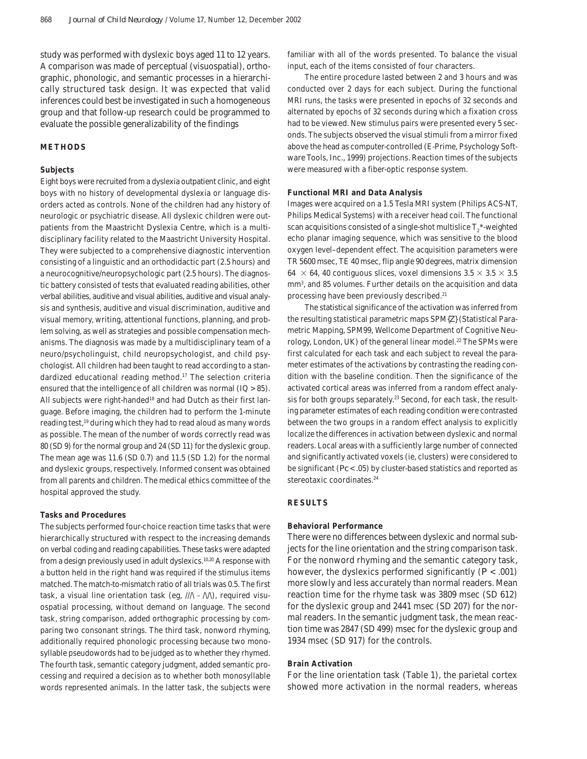study was performed with dyslexic boys aged 11 to 12 years. A comparison was made of perceptual (visuospatial), orthographic, phonologic, and semantic processes in a hierarchically structured task design. It was expected that valid inferences could best be investigated in such a homogeneous group and that follow-up research could be programmed to evaluate the possible generalizability of the findings

## METHODS

### Subjects

Eight boys were recruited from a dyslexia outpatient clinic, and eight boys with no history of developmental dyslexia or language disorders acted as controls. None of the children had any history of neurologic or psychiatric disease. All dyslexic children were outpatients from the Maastricht Dyslexia Centre, which is a multidisciplinary facility related to the Maastricht University Hospital. They were subjected to a comprehensive diagnostic intervention consisting of a linguistic and an orthodidactic part (2.5 hours) and a neurocognitive/neuropsychologic part (2.5 hours). The diagnostic battery consisted of tests that evaluated reading abilities, other verbal abilities, auditive and visual abilities, auditive and visual analysis and synthesis, auditive and visual discrimination, auditive and visual memory, writing, attentional functions, planning, and problem solving, as well as strategies and possible compensation mechanisms. The diagnosis was made by a multidisciplinary team of a neuro/psycholinguist, child neuropsychologist, and child psychologist. All children had been taught to read according to a standardized educational reading method.[17] The selection criteria ensured that the intelligence of all children was normal (IQ > 85). All subjects were right-handed[18] and had Dutch as their first language. Before imaging, the children had to perform the 1-minute reading test,[19] during which they had to read aloud as many words as possible. The mean of the number of words correctly read was 80 (SD 9) for the normal group and 24 (SD 11) for the dyslexic group. The mean age was 11.6 (SD 0.7) and 11.5 (SD 1.2) for the normal and dyslexic groups, respectively. Informed consent was obtained from all parents and children. The medical ethics committee of the hospital approved the study.

### Tasks and Procedures

The subjects performed four-choice reaction time tasks that were hierarchically structured with respect to the increasing demands on verbal coding and reading capabilities. These tasks were adapted from a design previously used in adult dyslexics.[10,20] A response with a button held in the right hand was required if the stimulus items matched. The match-to-mismatch ratio of all trials was 0.5. The first task, a visual line orientation task (eg, ///\ - /\/\), required visuospatial processing, without demand on language. The second task, string comparison, added orthographic processing by comparing two consonant strings. The third task, nonword rhyming, additionally required phonologic processing because two monosyllable pseudowords had to be judged as to whether they rhymed. The fourth task, semantic category judgment, added semantic processing and required a decision as to whether both monosyllable words represented animals. In the latter task, the subjects were familiar with all of the words presented. To balance the visual input, each of the items consisted of four characters.

The entire procedure lasted between 2 and 3 hours and was conducted over 2 days for each subject. During the functional MRI runs, the tasks were presented in epochs of 32 seconds and alternated by epochs of 32 seconds during which a fixation cross had to be viewed. New stimulus pairs were presented every 5 seconds. The subjects observed the visual stimuli from a mirror fixed above the head as computer-controlled (E-Prime, Psychology Software Tools, Inc., 1999) projections. Reaction times of the subjects were measured with a fiber-optic response system.

### Functional MRI and Data Analysis

Images were acquired on a 1.5 Tesla MRI system (Philips ACS-NT, Philips Medical Systems) with a receiver head coil. The functional scan acquisitions consisted of a single-shot multislice $T_2$*-weighted echo planar imaging sequence, which was sensitive to the blood oxygen level–dependent effect. The acquisition parameters were TR 5600 msec, TE 40 msec, flip angle 90 degrees, matrix dimension $64 \times 64$, 40 contiguous slices, voxel dimensions $3.5 \times 3.5 \times 3.5$ mm$^3$, and 85 volumes. Further details on the acquisition and data processing have been previously described.[21]

The statistical significance of the activation was inferred from the resulting statistical parametric maps SPM{Z} (Statistical Parametric Mapping, SPM99, Wellcome Department of Cognitive Neurology, London, UK) of the general linear model.[22] The SPMs were first calculated for each task and each subject to reveal the parameter estimates of the activations by contrasting the reading condition with the baseline condition. Then the significance of the activated cortical areas was inferred from a random effect analysis for both groups separately.[23] Second, for each task, the resulting parameter estimates of each reading condition were contrasted between the two groups in a random effect analysis to explicitly localize the differences in activation between dyslexic and normal readers. Local areas with a sufficiently large number of connected and significantly activated voxels (ie, clusters) were considered to be significant ($Pc < .05$) by cluster-based statistics and reported as stereotaxic coordinates.[24]

## RESULTS

### Behavioral Performance

There were no differences between dyslexic and normal subjects for the line orientation and the string comparison task. For the nonword rhyming and the semantic category task, however, the dyslexics performed significantly ($P < .001$) more slowly and less accurately than normal readers. Mean reaction time for the rhyme task was 3809 msec (SD 612) for the dyslexic group and 2441 msec (SD 207) for the normal readers. In the semantic judgment task, the mean reaction time was 2847 (SD 499) msec for the dyslexic group and 1934 msec (SD 917) for the controls.

### Brain Activation

For the line orientation task (Table 1), the parietal cortex showed more activation in the normal readers, whereas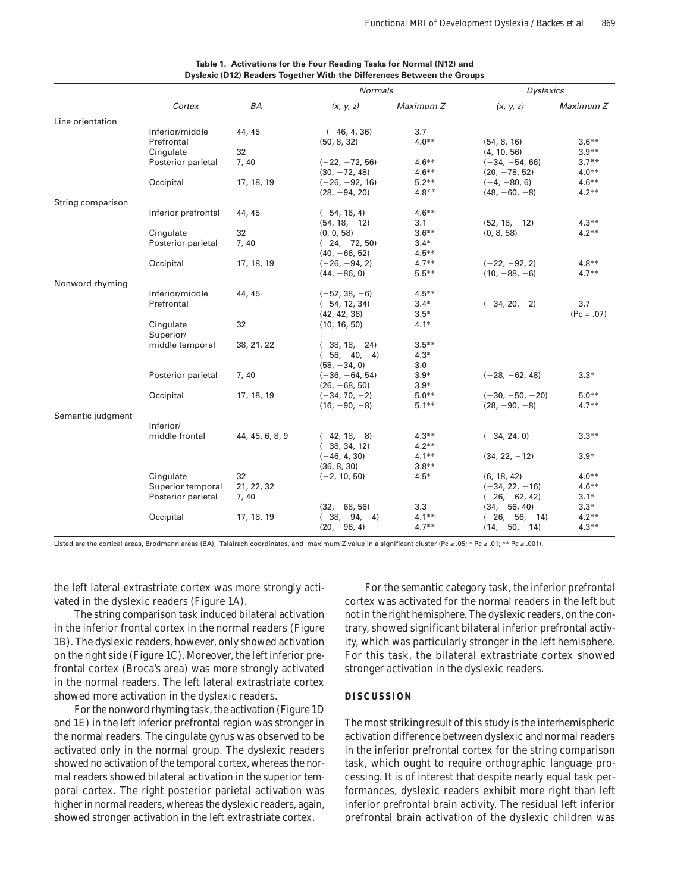**Table 1. Activations for the Four Reading Tasks for Normal (N12) and Dyslexic (D12) Readers Together With the Differences Between the Groups**

| | Cortex | BA | Normals | | Dyslexics | |
|---|---|---|---|---|---|---|
| | | | *(x, y, z)* | *Maximum Z* | *(x, y, z)* | *Maximum Z* |
| Line orientation | | | | | | |
| | Inferior/middle | 44, 45 | (−46, 4, 36) | 3.7 | | |
| | Prefrontal | | (50, 8, 32) | 4.0** | (54, 8, 16) | 3.6** |
| | Cingulate | 32 | | | (4, 10, 56) | 3.9** |
| | Posterior parietal | 7, 40 | (−22, −72, 56) | 4.6** | (−34, −54, 66) | 3.7** |
| | | | (30, −72, 48) | 4.6** | (20, −78, 52) | 4.0** |
| | Occipital | 17, 18, 19 | (−26, −92, 16) | 5.2** | (−4, −80, 6) | 4.6** |
| | | | (28, −94, 20) | 4.8** | (48, −60, −8) | 4.2** |
| String comparison | | | | | | |
| | Inferior prefrontal | 44, 45 | (−54, 16, 4) | 4.6** | | |
| | | | (54, 18, −12) | 3.1 | (52, 18, −12) | 4.3** |
| | Cingulate | 32 | (0, 0, 58) | 3.6** | (0, 8, 58) | 4.2** |
| | Posterior parietal | 7, 40 | (−24, −72, 50) | 3.4* | | |
| | | | (40, −66, 52) | 4.5** | | |
| | Occipital | 17, 18, 19 | (−26, −94, 2) | 4.7** | (−22, −92, 2) | 4.8** |
| | | | (44, −86, 0) | 5.5** | (10, −88, −6) | 4.7** |
| Nonword rhyming | | | | | | |
| | Inferior/middle | 44, 45 | (−52, 38, −6) | 4.5** | | |
| | Prefrontal | | (−54, 12, 34) | 3.4* | (−34, 20, −2) | 3.7 |
| | | | (42, 42, 36) | 3.5* | | (Pc = .07) |
| | Cingulate | 32 | (10, 16, 50) | 4.1* | | |
| | Superior/ middle temporal | 38, 21, 22 | (−38, 18, −24) | 3.5** | | |
| | | | (−56, −40, −4) | 4.3* | | |
| | | | (58, −34, 0) | 3.0 | | |
| | Posterior parietal | 7, 40 | (−36, −64, 54) | 3.9* | (−28, −62, 48) | 3.3* |
| | | | (26, −68, 50) | 3.9* | | |
| | Occipital | 17, 18, 19 | (−34, 70, −2) | 5.0** | (−30, −50, −20) | 5.0** |
| | | | (16, −90, −8) | 5.1** | (28, −90, −8) | 4.7** |
| Semantic judgment | | | | | | |
| | Inferior/ middle frontal | 44, 45, 6, 8, 9 | (−42, 18, −8) | 4.3** | (−34, 24, 0) | 3.3** |
| | | | (−38, 34, 12) | 4.2** | | |
| | | | (−46, 4, 30) | 4.1** | (34, 22, −12) | 3.9* |
| | | | (36, 8, 30) | 3.8** | | |
| | Cingulate | 32 | (−2, 10, 50) | 4.5* | (6, 18, 42) | 4.0** |
| | Superior temporal | 21, 22, 32 | | | (−34, 22, −16) | 4.6** |
| | Posterior parietal | 7, 40 | | | (−26, −62, 42) | 3.1* |
| | | | (32, −68, 56) | 3.3 | (34, −56, 40) | 3.3* |
| | Occipital | 17, 18, 19 | (−38, −94, −4) | 4.1** | (−26, −56, −14) | 4.2** |
| | | | (20, −96, 4) | 4.7** | (14, −50, −14) | 4.3** |

Listed are the cortical areas, Brodmann areas (BA), Talairach coordinates, and maximum Z value in a significant cluster (Pc ≤ .05; * Pc ≤ .01; ** Pc ≤ .001).

the left lateral extrastriate cortex was more strongly activated in the dyslexic readers (Figure 1A).

The string comparison task induced bilateral activation in the inferior frontal cortex in the normal readers (Figure 1B). The dyslexic readers, however, only showed activation on the right side (Figure 1C). Moreover, the left inferior prefrontal cortex (Broca's area) was more strongly activated in the normal readers. The left lateral extrastriate cortex showed more activation in the dyslexic readers.

For the nonword rhyming task, the activation (Figure 1D and 1E) in the left inferior prefrontal region was stronger in the normal readers. The cingulate gyrus was observed to be activated only in the normal group. The dyslexic readers showed no activation of the temporal cortex, whereas the normal readers showed bilateral activation in the superior temporal cortex. The right posterior parietal activation was higher in normal readers, whereas the dyslexic readers, again, showed stronger activation in the left extrastriate cortex.

For the semantic category task, the inferior prefrontal cortex was activated for the normal readers in the left but not in the right hemisphere. The dyslexic readers, on the contrary, showed significant bilateral inferior prefrontal activity, which was particularly stronger in the left hemisphere. For this task, the bilateral extrastriate cortex showed stronger activation in the dyslexic readers.

## DISCUSSION

The most striking result of this study is the interhemispheric activation difference between dyslexic and normal readers in the inferior prefrontal cortex for the string comparison task, which ought to require orthographic language processing. It is of interest that despite nearly equal task performances, dyslexic readers exhibit more right than left inferior prefrontal brain activity. The residual left inferior prefrontal brain activation of the dyslexic children was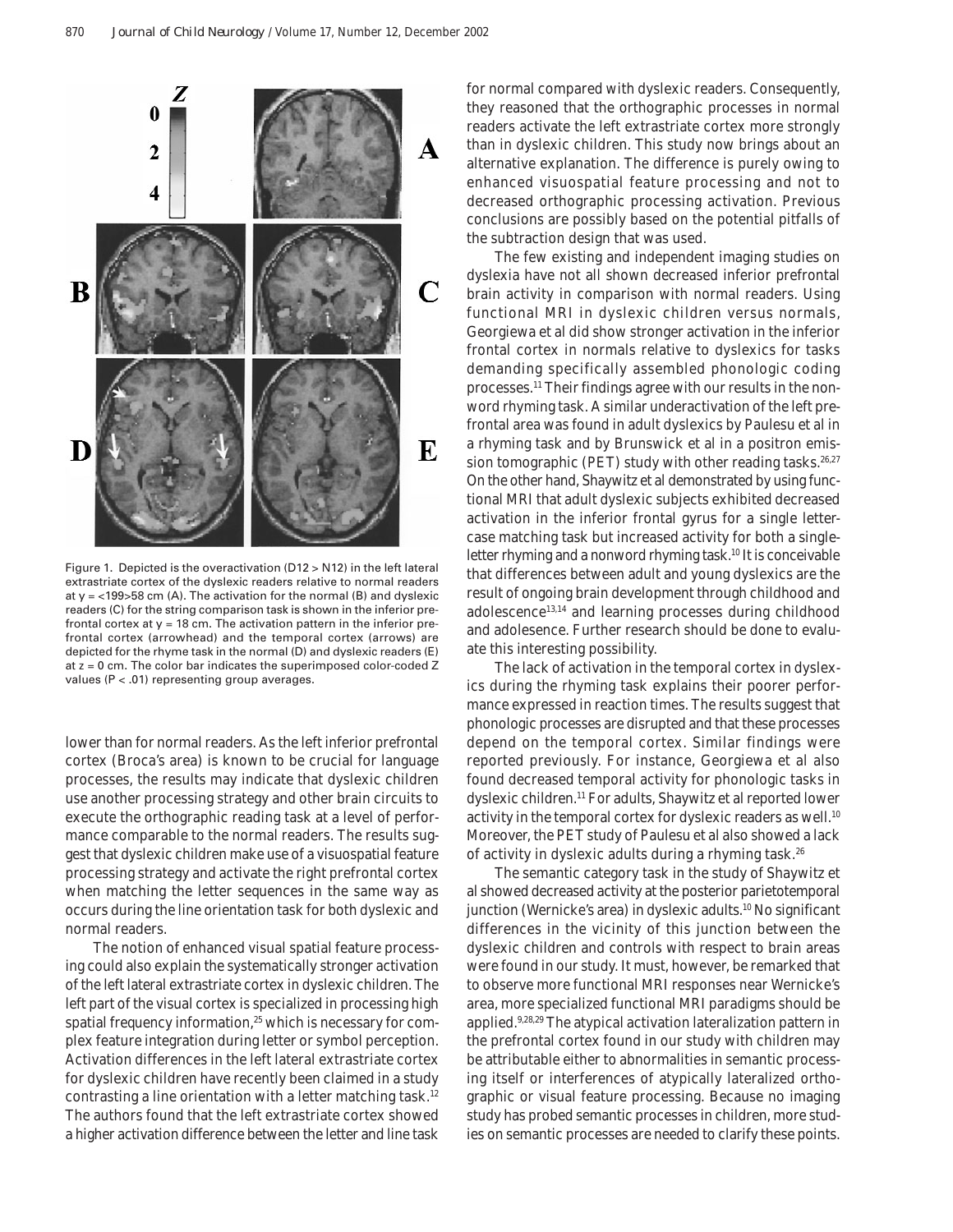Z

0

2

4

A

B

C

D

E

Figure 1. Depicted is the overactivation (D12 > N12) in the left lateral extrastriate cortex of the dyslexic readers relative to normal readers at y = <199>58 cm (A). The activation for the normal (B) and dyslexic readers (C) for the string comparison task is shown in the inferior prefrontal cortex at y = 18 cm. The activation pattern in the inferior prefrontal cortex (arrowhead) and the temporal cortex (arrows) are depicted for the rhyme task in the normal (D) and dyslexic readers (E) at z = 0 cm. The color bar indicates the superimposed color-coded Z values ($P < .01$) representing group averages.

lower than for normal readers. As the left inferior prefrontal cortex (Broca's area) is known to be crucial for language processes, the results may indicate that dyslexic children use another processing strategy and other brain circuits to execute the orthographic reading task at a level of performance comparable to the normal readers. The results suggest that dyslexic children make use of a visuospatial feature processing strategy and activate the right prefrontal cortex when matching the letter sequences in the same way as occurs during the line orientation task for both dyslexic and normal readers.

The notion of enhanced visual spatial feature processing could also explain the systematically stronger activation of the left lateral extrastriate cortex in dyslexic children. The left part of the visual cortex is specialized in processing high spatial frequency information,[25] which is necessary for complex feature integration during letter or symbol perception. Activation differences in the left lateral extrastriate cortex for dyslexic children have recently been claimed in a study contrasting a line orientation with a letter matching task.[12] The authors found that the left extrastriate cortex showed a higher activation difference between the letter and line task for normal compared with dyslexic readers. Consequently, they reasoned that the orthographic processes in normal readers activate the left extrastriate cortex more strongly than in dyslexic children. This study now brings about an alternative explanation. The difference is purely owing to enhanced visuospatial feature processing and not to decreased orthographic processing activation. Previous conclusions are possibly based on the potential pitfalls of the subtraction design that was used.

The few existing and independent imaging studies on dyslexia have not all shown decreased inferior prefrontal brain activity in comparison with normal readers. Using functional MRI in dyslexic children versus normals, Georgiewa et al did show stronger activation in the inferior frontal cortex in normals relative to dyslexics for tasks demanding specifically assembled phonologic coding processes.[11] Their findings agree with our results in the nonword rhyming task. A similar underactivation of the left prefrontal area was found in adult dyslexics by Paulesu et al in a rhyming task and by Brunswick et al in a positron emission tomographic (PET) study with other reading tasks.[26,27] On the other hand, Shaywitz et al demonstrated by using functional MRI that adult dyslexic subjects exhibited decreased activation in the inferior frontal gyrus for a single letter-case matching task but increased activity for both a single-letter rhyming and a nonword rhyming task.[10] It is conceivable that differences between adult and young dyslexics are the result of ongoing brain development through childhood and adolescence[13,14] and learning processes during childhood and adolesence. Further research should be done to evaluate this interesting possibility.

The lack of activation in the temporal cortex in dyslexics during the rhyming task explains their poorer performance expressed in reaction times. The results suggest that phonologic processes are disrupted and that these processes depend on the temporal cortex. Similar findings were reported previously. For instance, Georgiewa et al also found decreased temporal activity for phonologic tasks in dyslexic children.[11] For adults, Shaywitz et al reported lower activity in the temporal cortex for dyslexic readers as well.[10] Moreover, the PET study of Paulesu et al also showed a lack of activity in dyslexic adults during a rhyming task.[26]

The semantic category task in the study of Shaywitz et al showed decreased activity at the posterior parietotemporal junction (Wernicke's area) in dyslexic adults.[10] No significant differences in the vicinity of this junction between the dyslexic children and controls with respect to brain areas were found in our study. It must, however, be remarked that to observe more functional MRI responses near Wernicke's area, more specialized functional MRI paradigms should be applied.[9,28,29] The atypical activation lateralization pattern in the prefrontal cortex found in our study with children may be attributable either to abnormalities in semantic processing itself or interferences of atypically lateralized orthographic or visual feature processing. Because no imaging study has probed semantic processes in children, more studies on semantic processes are needed to clarify these points.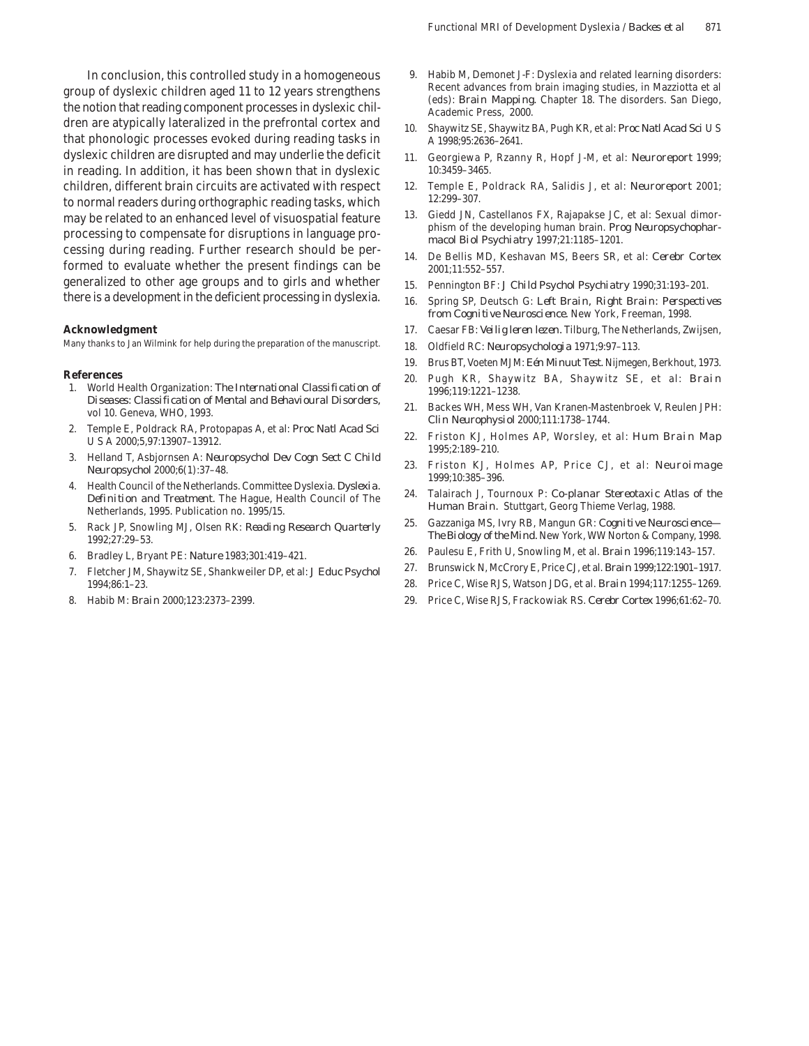In conclusion, this controlled study in a homogeneous group of dyslexic children aged 11 to 12 years strengthens the notion that reading component processes in dyslexic children are atypically lateralized in the prefrontal cortex and that phonologic processes evoked during reading tasks in dyslexic children are disrupted and may underlie the deficit in reading. In addition, it has been shown that in dyslexic children, different brain circuits are activated with respect to normal readers during orthographic reading tasks, which may be related to an enhanced level of visuospatial feature processing to compensate for disruptions in language processing during reading. Further research should be performed to evaluate whether the present findings can be generalized to other age groups and to girls and whether there is a development in the deficient processing in dyslexia.

### Acknowledgment

Many thanks to Jan Wilmink for help during the preparation of the manuscript.

### References

1. World Health Organization: *The International Classification of Diseases: Classification of Mental and Behavioural Disorders*, vol 10. Geneva, WHO, 1993.
2. Temple E, Poldrack RA, Protopapas A, et al: *Proc Natl Acad Sci U S A* 2000;5,97:13907–13912.
3. Helland T, Asbjornsen A: *Neuropsychol Dev Cogn Sect C Child Neuropsychol* 2000;6(1):37–48.
4. Health Council of the Netherlands. Committee Dyslexia. *Dyslexia. Definition and Treatment*. The Hague, Health Council of The Netherlands, 1995. Publication no. 1995/15.
5. Rack JP, Snowling MJ, Olsen RK: *Reading Research Quarterly* 1992;27:29–53.
6. Bradley L, Bryant PE: *Nature* 1983;301:419–421.
7. Fletcher JM, Shaywitz SE, Shankweiler DP, et al: *J Educ Psychol* 1994;86:1–23.
8. Habib M: *Brain* 2000;123:2373–2399.
9. Habib M, Demonet J-F: Dyslexia and related learning disorders: Recent advances from brain imaging studies, in Mazziotta et al (eds): *Brain Mapping*. Chapter 18. The disorders. San Diego, Academic Press, 2000.
10. Shaywitz SE, Shaywitz BA, Pugh KR, et al: *Proc Natl Acad Sci U S A* 1998;95:2636–2641.
11. Georgiewa P, Rzanny R, Hopf J-M, et al: *Neuroreport* 1999; 10:3459–3465.
12. Temple E, Poldrack RA, Salidis J, et al: *Neuroreport* 2001; 12:299–307.
13. Giedd JN, Castellanos FX, Rajapakse JC, et al: Sexual dimorphism of the developing human brain. *Prog Neuropsychopharmacol Biol Psychiatry* 1997;21:1185–1201.
14. De Bellis MD, Keshavan MS, Beers SR, et al: *Cerebr Cortex* 2001;11:552–557.
15. Pennington BF: *J Child Psychol Psychiatry* 1990;31:193–201.
16. Spring SP, Deutsch G: *Left Brain, Right Brain: Perspectives from Cognitive Neuroscience*. New York, Freeman, 1998.
17. Caesar FB: *Veilig leren lezen*. Tilburg, The Netherlands, Zwijsen,
18. Oldfield RC: *Neuropsychologia* 1971;9:97–113.
19. Brus BT, Voeten MJM: *Eén Minuut Test*. Nijmegen, Berkhout, 1973.
20. Pugh KR, Shaywitz BA, Shaywitz SE, et al: *Brain* 1996;119:1221–1238.
21. Backes WH, Mess WH, Van Kranen-Mastenbroek V, Reulen JPH: *Clin Neurophysiol* 2000;111:1738–1744.
22. Friston KJ, Holmes AP, Worsley, et al: *Hum Brain Map* 1995;2:189–210.
23. Friston KJ, Holmes AP, Price CJ, et al: *Neuroimage* 1999;10:385–396.
24. Talairach J, Tournoux P: *Co-planar Stereotaxic Atlas of the Human Brain*. Stuttgart, Georg Thieme Verlag, 1988.
25. Gazzaniga MS, Ivry RB, Mangun GR: *Cognitive Neuroscience—The Biology of the Mind*. New York, WW Norton & Company, 1998.
26. Paulesu E, Frith U, Snowling M, et al. *Brain* 1996;119:143–157.
27. Brunswick N, McCrory E, Price CJ, et al. *Brain* 1999;122:1901–1917.
28. Price C, Wise RJS, Watson JDG, et al. *Brain* 1994;117:1255–1269.
29. Price C, Wise RJS, Frackowiak RS. *Cerebr Cortex* 1996;61:62–70.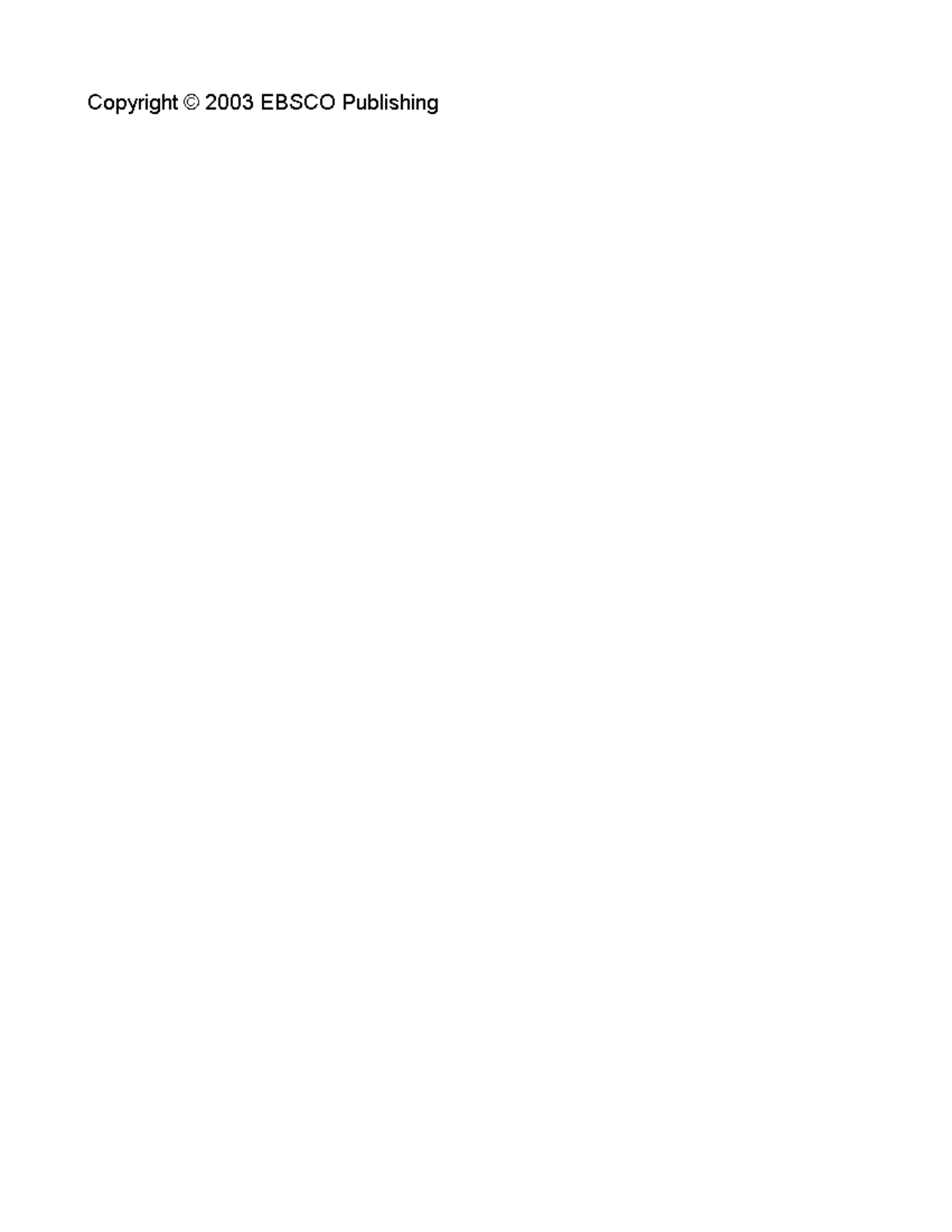Copyright © 2003 EBSCO Publishing